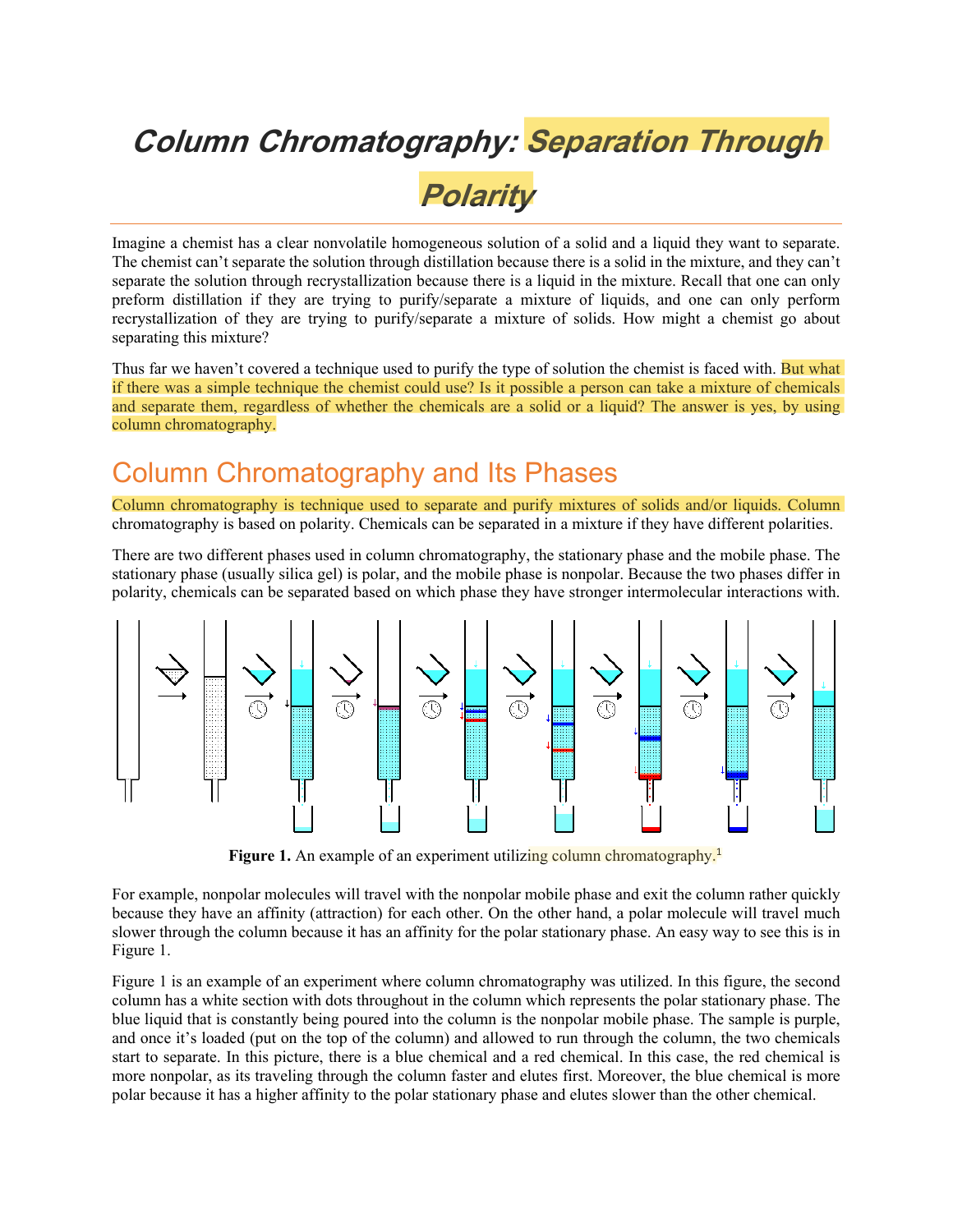# *Column Chromatography: Separation Through Polarity*

Imagine a chemist has a clear nonvolatile homogeneous solution of a solid and a liquid they want to separate. The chemist can't separate the solution through distillation because there is a solid in the mixture, and they can't separate the solution through recrystallization because there is a liquid in the mixture. Recall that one can only preform distillation if they are trying to purify/separate a mixture of liquids, and one can only perform recrystallization of they are trying to purify/separate a mixture of solids. How might a chemist go about separating this mixture?

Thus far we haven't covered a technique used to purify the type of solution the chemist is faced with. But what if there was a simple technique the chemist could use? Is it possible a person can take a mixture of chemicals and separate them, regardless of whether the chemicals are a solid or a liquid? The answer is yes, by using column chromatography.

## Column Chromatography and Its Phases

Column chromatography is technique used to separate and purify mixtures of solids and/or liquids. Column chromatography is based on polarity. Chemicals can be separated in a mixture if they have different polarities.

There are two different phases used in column chromatography, the stationary phase and the mobile phase. The stationary phase (usually silica gel) is polar, and the mobile phase is nonpolar. Because the two phases differ in polarity, chemicals can be separated based on which phase they have stronger intermolecular interactions with.

**Figure 1.** An example of an experiment utilizing column chromatography.[1]

For example, nonpolar molecules will travel with the nonpolar mobile phase and exit the column rather quickly because they have an affinity (attraction) for each other. On the other hand, a polar molecule will travel much slower through the column because it has an affinity for the polar stationary phase. An easy way to see this is in Figure 1.

Figure 1 is an example of an experiment where column chromatography was utilized. In this figure, the second column has a white section with dots throughout in the column which represents the polar stationary phase. The blue liquid that is constantly being poured into the column is the nonpolar mobile phase. The sample is purple, and once it's loaded (put on the top of the column) and allowed to run through the column, the two chemicals start to separate. In this picture, there is a blue chemical and a red chemical. In this case, the red chemical is more nonpolar, as its traveling through the column faster and elutes first. Moreover, the blue chemical is more polar because it has a higher affinity to the polar stationary phase and elutes slower than the other chemical.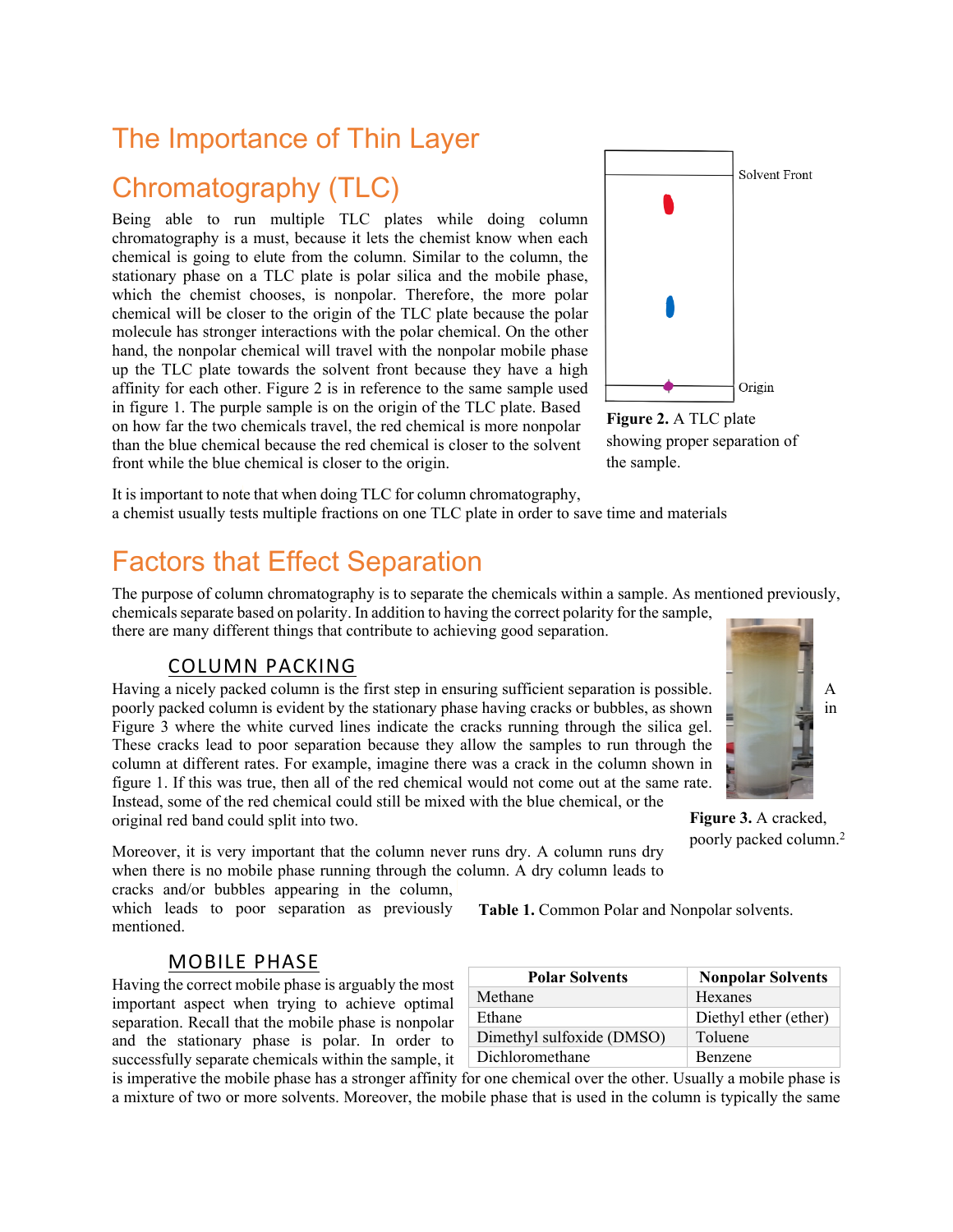# The Importance of Thin Layer Chromatography (TLC)

Being able to run multiple TLC plates while doing column chromatography is a must, because it lets the chemist know when each chemical is going to elute from the column. Similar to the column, the stationary phase on a TLC plate is polar silica and the mobile phase, which the chemist chooses, is nonpolar. Therefore, the more polar chemical will be closer to the origin of the TLC plate because the polar molecule has stronger interactions with the polar chemical. On the other hand, the nonpolar chemical will travel with the nonpolar mobile phase up the TLC plate towards the solvent front because they have a high affinity for each other. Figure 2 is in reference to the same sample used in figure 1. The purple sample is on the origin of the TLC plate. Based on how far the two chemicals travel, the red chemical is more nonpolar than the blue chemical because the red chemical is closer to the solvent front while the blue chemical is closer to the origin.

**Figure 2.** A TLC plate showing proper separation of the sample.

It is important to note that when doing TLC for column chromatography, a chemist usually tests multiple fractions on one TLC plate in order to save time and materials

# Factors that Effect Separation

The purpose of column chromatography is to separate the chemicals within a sample. As mentioned previously, chemicals separate based on polarity. In addition to having the correct polarity for the sample, there are many different things that contribute to achieving good separation.

## COLUMN PACKING

Having a nicely packed column is the first step in ensuring sufficient separation is possible. A poorly packed column is evident by the stationary phase having cracks or bubbles, as shown in Figure 3 where the white curved lines indicate the cracks running through the silica gel. These cracks lead to poor separation because they allow the samples to run through the column at different rates. For example, imagine there was a crack in the column shown in figure 1. If this was true, then all of the red chemical would not come out at the same rate. Instead, some of the red chemical could still be mixed with the blue chemical, or the original red band could split into two.

**Figure 3.** A cracked, poorly packed column.[2]

Moreover, it is very important that the column never runs dry. A column runs dry when there is no mobile phase running through the column. A dry column leads to cracks and/or bubbles appearing in the column, which leads to poor separation as previously mentioned.

## MOBILE PHASE

Having the correct mobile phase is arguably the most important aspect when trying to achieve optimal separation. Recall that the mobile phase is nonpolar and the stationary phase is polar. In order to successfully separate chemicals within the sample, it is imperative the mobile phase has a stronger affinity for one chemical over the other. Usually a mobile phase is a mixture of two or more solvents. Moreover, the mobile phase that is used in the column is typically the same

**Table 1.** Common Polar and Nonpolar solvents.

| Polar Solvents | Nonpolar Solvents |
|---|---|
| Methane | Hexanes |
| Ethane | Diethyl ether (ether) |
| Dimethyl sulfoxide (DMSO) | Toluene |
| Dichloromethane | Benzene |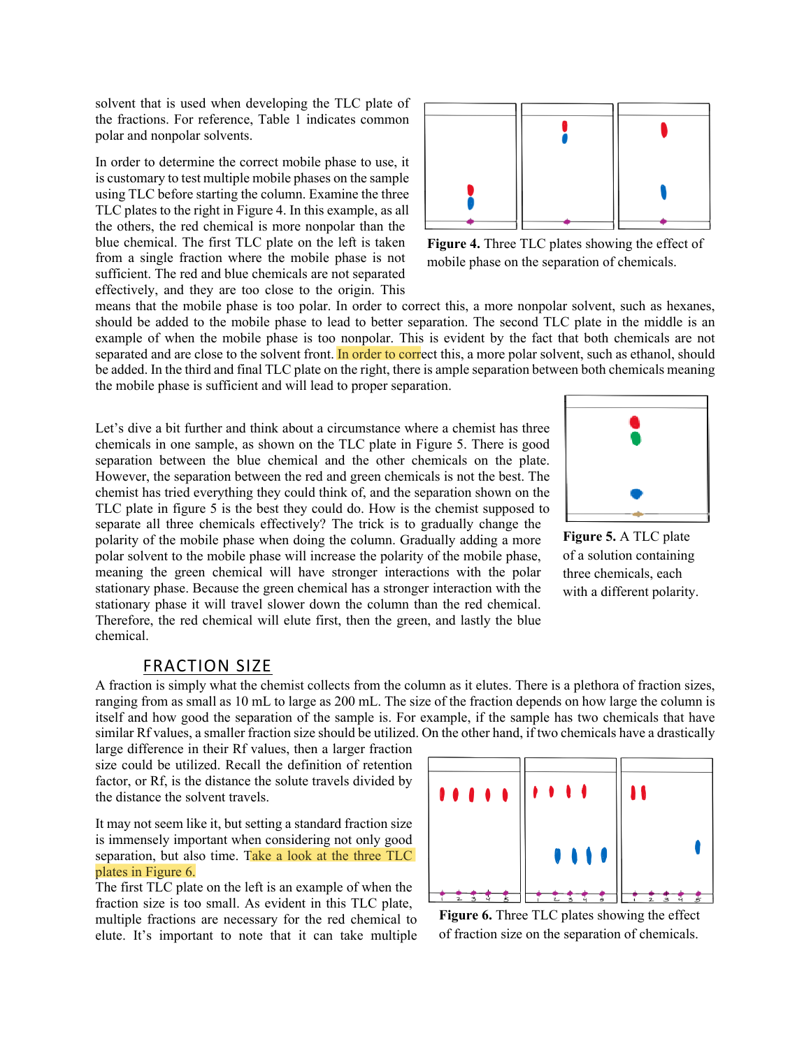solvent that is used when developing the TLC plate of the fractions. For reference, Table 1 indicates common polar and nonpolar solvents.

In order to determine the correct mobile phase to use, it is customary to test multiple mobile phases on the sample using TLC before starting the column. Examine the three TLC plates to the right in Figure 4. In this example, as all the others, the red chemical is more nonpolar than the blue chemical. The first TLC plate on the left is taken from a single fraction where the mobile phase is not sufficient. The red and blue chemicals are not separated effectively, and they are too close to the origin. This means that the mobile phase is too polar. In order to correct this, a more nonpolar solvent, such as hexanes, should be added to the mobile phase to lead to better separation. The second TLC plate in the middle is an example of when the mobile phase is too nonpolar. This is evident by the fact that both chemicals are not separated and are close to the solvent front. In order to correct this, a more polar solvent, such as ethanol, should be added. In the third and final TLC plate on the right, there is ample separation between both chemicals meaning the mobile phase is sufficient and will lead to proper separation.

**Figure 4.** Three TLC plates showing the effect of mobile phase on the separation of chemicals.

Let's dive a bit further and think about a circumstance where a chemist has three chemicals in one sample, as shown on the TLC plate in Figure 5. There is good separation between the blue chemical and the other chemicals on the plate. However, the separation between the red and green chemicals is not the best. The chemist has tried everything they could think of, and the separation shown on the TLC plate in figure 5 is the best they could do. How is the chemist supposed to separate all three chemicals effectively? The trick is to gradually change the polarity of the mobile phase when doing the column. Gradually adding a more polar solvent to the mobile phase will increase the polarity of the mobile phase, meaning the green chemical will have stronger interactions with the polar stationary phase. Because the green chemical has a stronger interaction with the stationary phase it will travel slower down the column than the red chemical. Therefore, the red chemical will elute first, then the green, and lastly the blue chemical.

**Figure 5.** A TLC plate of a solution containing three chemicals, each with a different polarity.

## FRACTION SIZE

A fraction is simply what the chemist collects from the column as it elutes. There is a plethora of fraction sizes, ranging from as small as 10 mL to large as 200 mL. The size of the fraction depends on how large the column is itself and how good the separation of the sample is. For example, if the sample has two chemicals that have similar Rf values, a smaller fraction size should be utilized. On the other hand, if two chemicals have a drastically large difference in their Rf values, then a larger fraction size could be utilized. Recall the definition of retention factor, or Rf, is the distance the solute travels divided by the distance the solvent travels.

It may not seem like it, but setting a standard fraction size is immensely important when considering not only good separation, but also time. Take a look at the three TLC plates in Figure 6.

The first TLC plate on the left is an example of when the fraction size is too small. As evident in this TLC plate, multiple fractions are necessary for the red chemical to elute. It's important to note that it can take multiple

**Figure 6.** Three TLC plates showing the effect of fraction size on the separation of chemicals.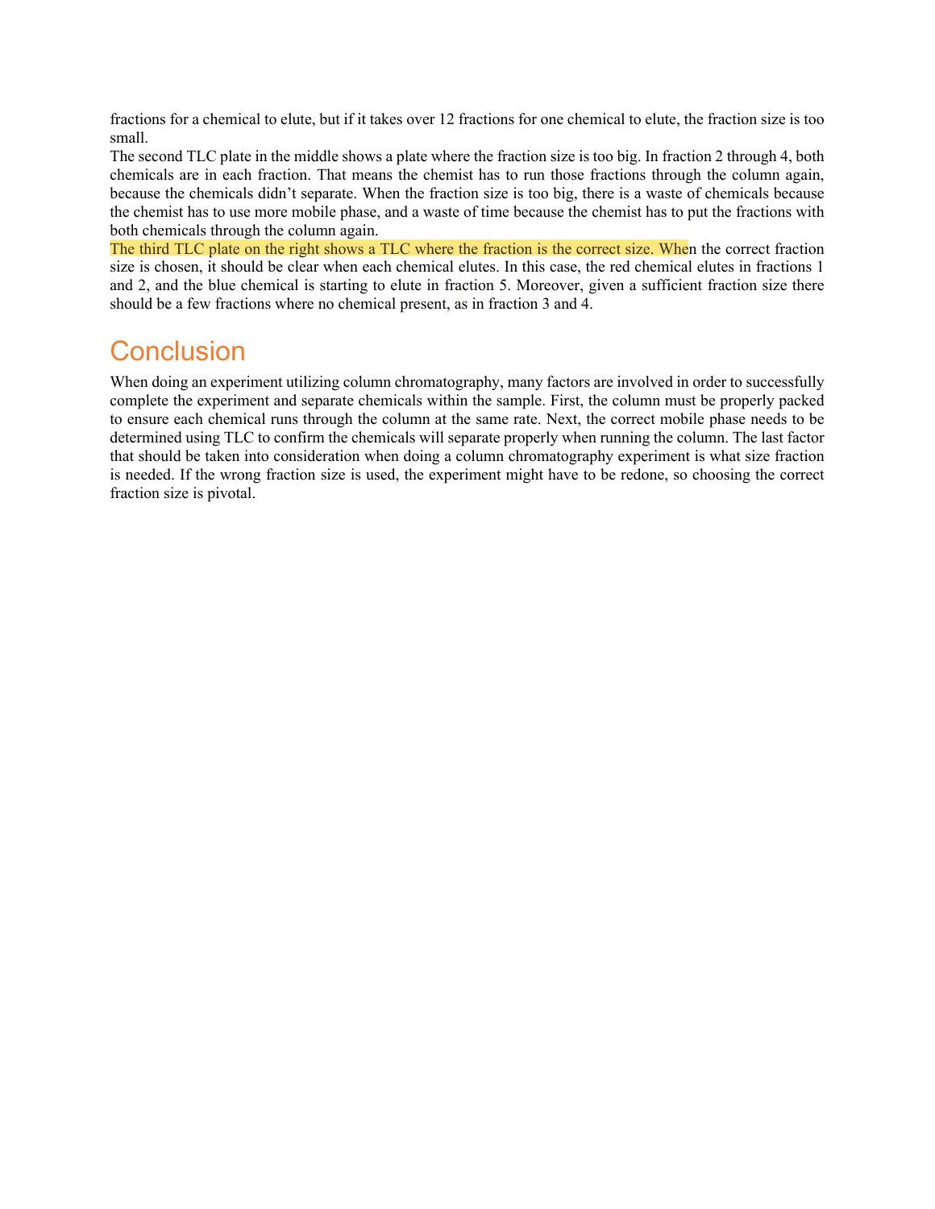fractions for a chemical to elute, but if it takes over 12 fractions for one chemical to elute, the fraction size is too small.

The second TLC plate in the middle shows a plate where the fraction size is too big. In fraction 2 through 4, both chemicals are in each fraction. That means the chemist has to run those fractions through the column again, because the chemicals didn't separate. When the fraction size is too big, there is a waste of chemicals because the chemist has to use more mobile phase, and a waste of time because the chemist has to put the fractions with both chemicals through the column again.

The third TLC plate on the right shows a TLC where the fraction is the correct size. When the correct fraction size is chosen, it should be clear when each chemical elutes. In this case, the red chemical elutes in fractions 1 and 2, and the blue chemical is starting to elute in fraction 5. Moreover, given a sufficient fraction size there should be a few fractions where no chemical present, as in fraction 3 and 4.

## Conclusion

When doing an experiment utilizing column chromatography, many factors are involved in order to successfully complete the experiment and separate chemicals within the sample. First, the column must be properly packed to ensure each chemical runs through the column at the same rate. Next, the correct mobile phase needs to be determined using TLC to confirm the chemicals will separate properly when running the column. The last factor that should be taken into consideration when doing a column chromatography experiment is what size fraction is needed. If the wrong fraction size is used, the experiment might have to be redone, so choosing the correct fraction size is pivotal.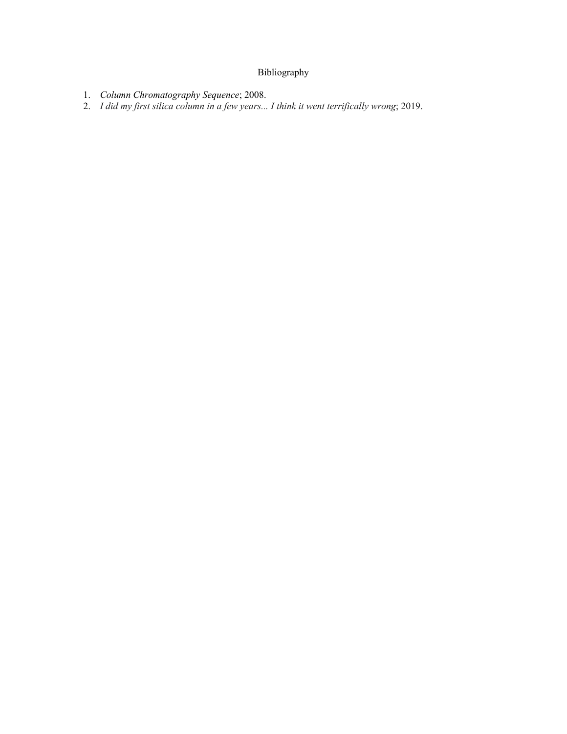# Bibliography

1. *Column Chromatography Sequence*; 2008.
2. *I did my first silica column in a few years... I think it went terrifically wrong*; 2019.